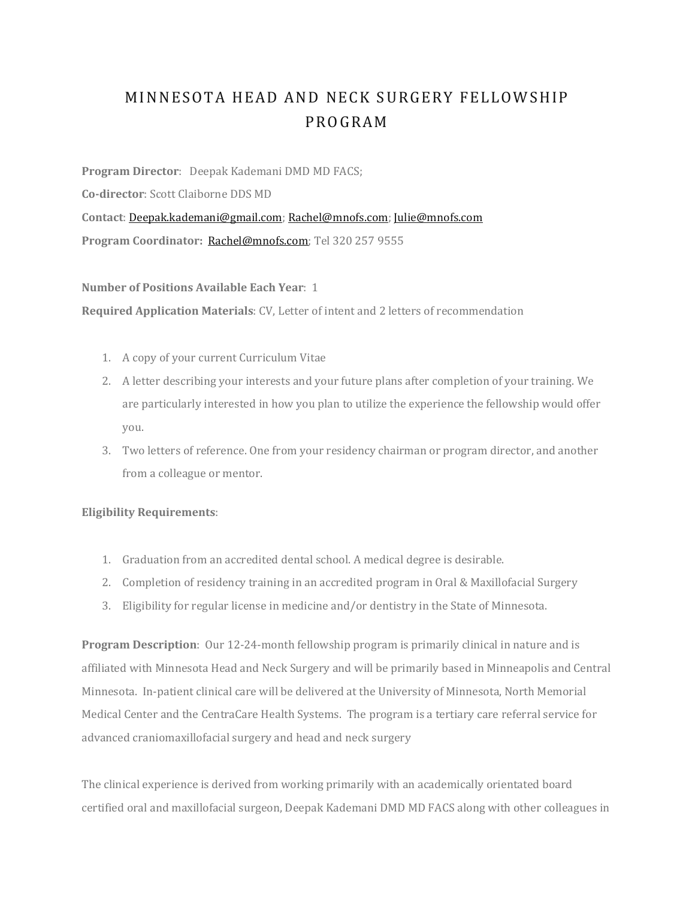# MINNESOTA HEAD AND NECK SURGERY FELLOWSHIP PROGRAM

**Program Director**: Deepak Kademani DMD MD FACS;

**Co-director**: Scott Claiborne DDS MD

**Contact**: Deepak.kademani@gmail.com; Rachel@mnofs.com; Julie@mnofs.com

**Program Coordinator:** Rachel@mnofs.com; Tel 320 257 9555

**Number of Positions Available Each Year**: 1

**Required Application Materials**: CV, Letter of intent and 2 letters of recommendation

1. A copy of your current Curriculum Vitae
2. A letter describing your interests and your future plans after completion of your training. We are particularly interested in how you plan to utilize the experience the fellowship would offer you.
3. Two letters of reference. One from your residency chairman or program director, and another from a colleague or mentor.

**Eligibility Requirements**:

1. Graduation from an accredited dental school. A medical degree is desirable.
2. Completion of residency training in an accredited program in Oral & Maxillofacial Surgery
3. Eligibility for regular license in medicine and/or dentistry in the State of Minnesota.

**Program Description**: Our 12-24-month fellowship program is primarily clinical in nature and is affiliated with Minnesota Head and Neck Surgery and will be primarily based in Minneapolis and Central Minnesota. In-patient clinical care will be delivered at the University of Minnesota, North Memorial Medical Center and the CentraCare Health Systems. The program is a tertiary care referral service for advanced craniomaxillofacial surgery and head and neck surgery

The clinical experience is derived from working primarily with an academically orientated board certified oral and maxillofacial surgeon, Deepak Kademani DMD MD FACS along with other colleagues in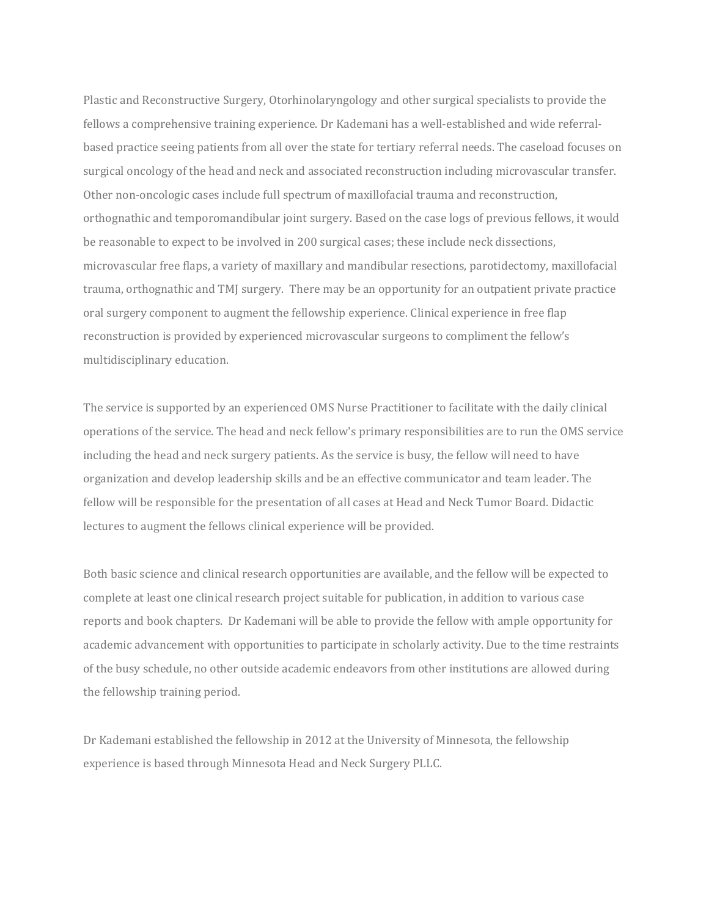Plastic and Reconstructive Surgery, Otorhinolaryngology and other surgical specialists to provide the fellows a comprehensive training experience. Dr Kademani has a well-established and wide referral-based practice seeing patients from all over the state for tertiary referral needs. The caseload focuses on surgical oncology of the head and neck and associated reconstruction including microvascular transfer. Other non-oncologic cases include full spectrum of maxillofacial trauma and reconstruction, orthognathic and temporomandibular joint surgery. Based on the case logs of previous fellows, it would be reasonable to expect to be involved in 200 surgical cases; these include neck dissections, microvascular free flaps, a variety of maxillary and mandibular resections, parotidectomy, maxillofacial trauma, orthognathic and TMJ surgery.  There may be an opportunity for an outpatient private practice oral surgery component to augment the fellowship experience. Clinical experience in free flap reconstruction is provided by experienced microvascular surgeons to compliment the fellow's multidisciplinary education.

The service is supported by an experienced OMS Nurse Practitioner to facilitate with the daily clinical operations of the service. The head and neck fellow's primary responsibilities are to run the OMS service including the head and neck surgery patients. As the service is busy, the fellow will need to have organization and develop leadership skills and be an effective communicator and team leader. The fellow will be responsible for the presentation of all cases at Head and Neck Tumor Board. Didactic lectures to augment the fellows clinical experience will be provided.

Both basic science and clinical research opportunities are available, and the fellow will be expected to complete at least one clinical research project suitable for publication, in addition to various case reports and book chapters.  Dr Kademani will be able to provide the fellow with ample opportunity for academic advancement with opportunities to participate in scholarly activity. Due to the time restraints of the busy schedule, no other outside academic endeavors from other institutions are allowed during the fellowship training period.

Dr Kademani established the fellowship in 2012 at the University of Minnesota, the fellowship experience is based through Minnesota Head and Neck Surgery PLLC.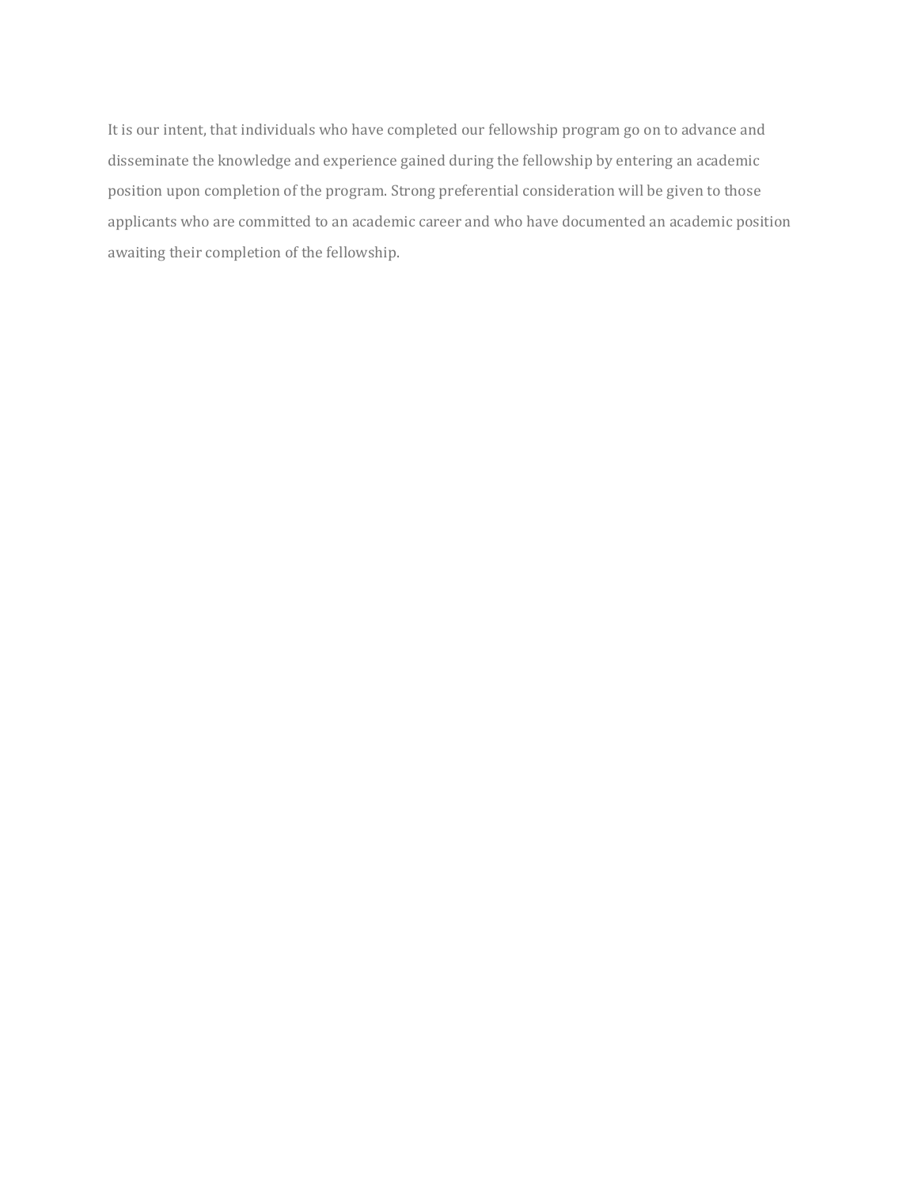It is our intent, that individuals who have completed our fellowship program go on to advance and disseminate the knowledge and experience gained during the fellowship by entering an academic position upon completion of the program. Strong preferential consideration will be given to those applicants who are committed to an academic career and who have documented an academic position awaiting their completion of the fellowship.